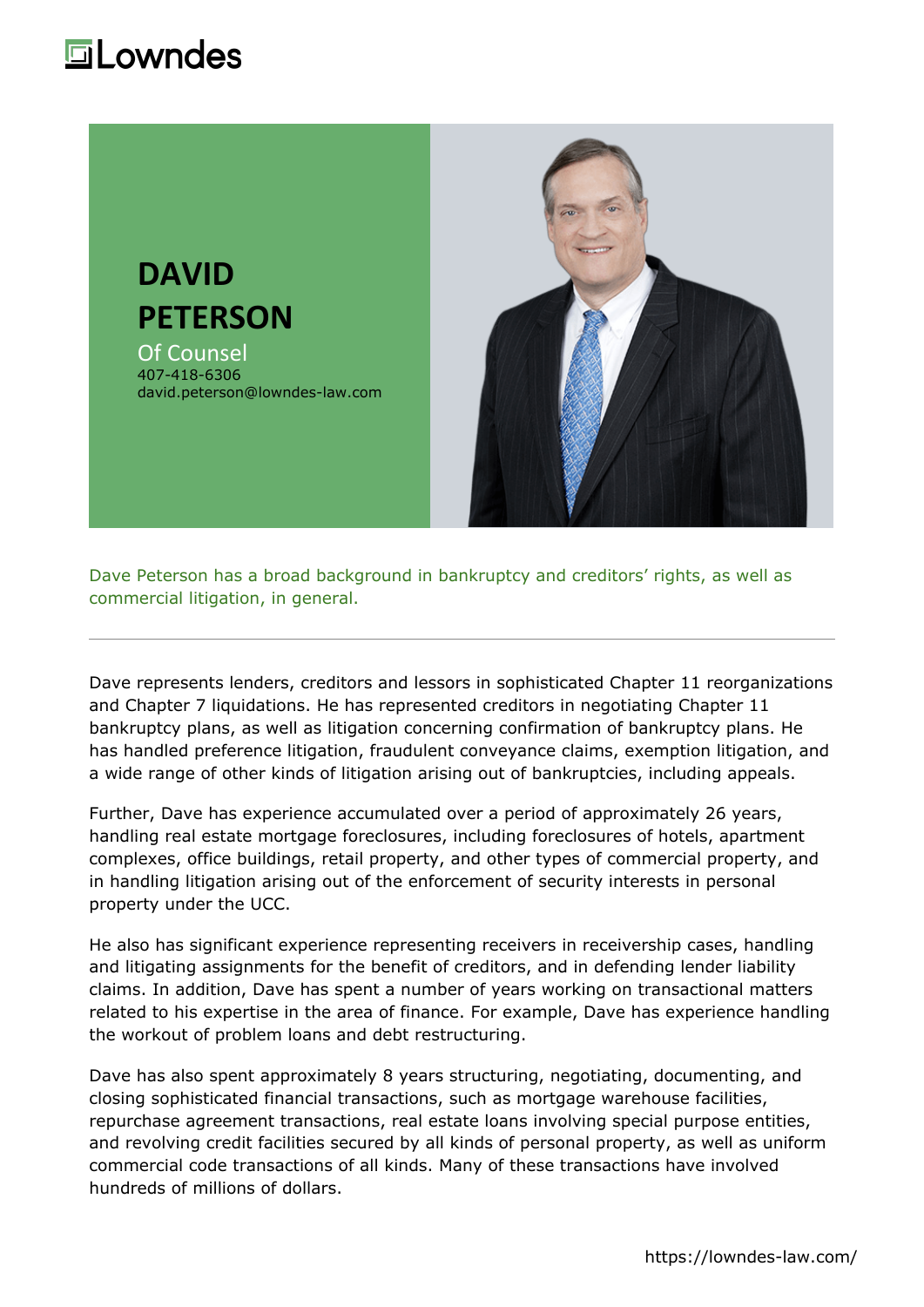Lowndes

# DAVID PETERSON

Of Counsel
407-418-6306
david.peterson@lowndes-law.com

Dave Peterson has a broad background in bankruptcy and creditors' rights, as well as commercial litigation, in general.

---

Dave represents lenders, creditors and lessors in sophisticated Chapter 11 reorganizations and Chapter 7 liquidations. He has represented creditors in negotiating Chapter 11 bankruptcy plans, as well as litigation concerning confirmation of bankruptcy plans. He has handled preference litigation, fraudulent conveyance claims, exemption litigation, and a wide range of other kinds of litigation arising out of bankruptcies, including appeals.

Further, Dave has experience accumulated over a period of approximately 26 years, handling real estate mortgage foreclosures, including foreclosures of hotels, apartment complexes, office buildings, retail property, and other types of commercial property, and in handling litigation arising out of the enforcement of security interests in personal property under the UCC.

He also has significant experience representing receivers in receivership cases, handling and litigating assignments for the benefit of creditors, and in defending lender liability claims. In addition, Dave has spent a number of years working on transactional matters related to his expertise in the area of finance. For example, Dave has experience handling the workout of problem loans and debt restructuring.

Dave has also spent approximately 8 years structuring, negotiating, documenting, and closing sophisticated financial transactions, such as mortgage warehouse facilities, repurchase agreement transactions, real estate loans involving special purpose entities, and revolving credit facilities secured by all kinds of personal property, as well as uniform commercial code transactions of all kinds. Many of these transactions have involved hundreds of millions of dollars.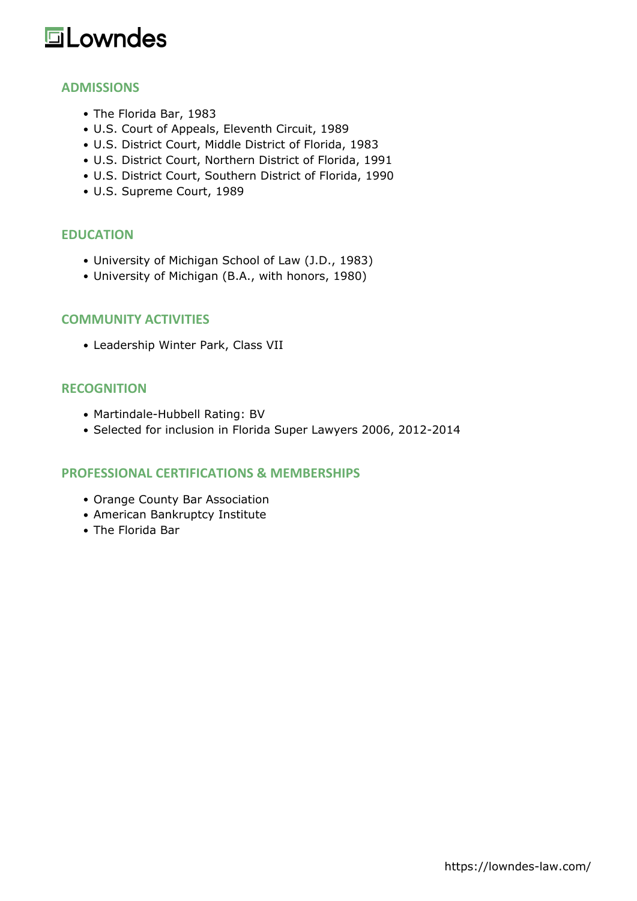## ADMISSIONS

- The Florida Bar, 1983
- U.S. Court of Appeals, Eleventh Circuit, 1989
- U.S. District Court, Middle District of Florida, 1983
- U.S. District Court, Northern District of Florida, 1991
- U.S. District Court, Southern District of Florida, 1990
- U.S. Supreme Court, 1989

## EDUCATION

- University of Michigan School of Law (J.D., 1983)
- University of Michigan (B.A., with honors, 1980)

## COMMUNITY ACTIVITIES

- Leadership Winter Park, Class VII

## RECOGNITION

- Martindale-Hubbell Rating: BV
- Selected for inclusion in Florida Super Lawyers 2006, 2012-2014

## PROFESSIONAL CERTIFICATIONS & MEMBERSHIPS

- Orange County Bar Association
- American Bankruptcy Institute
- The Florida Bar